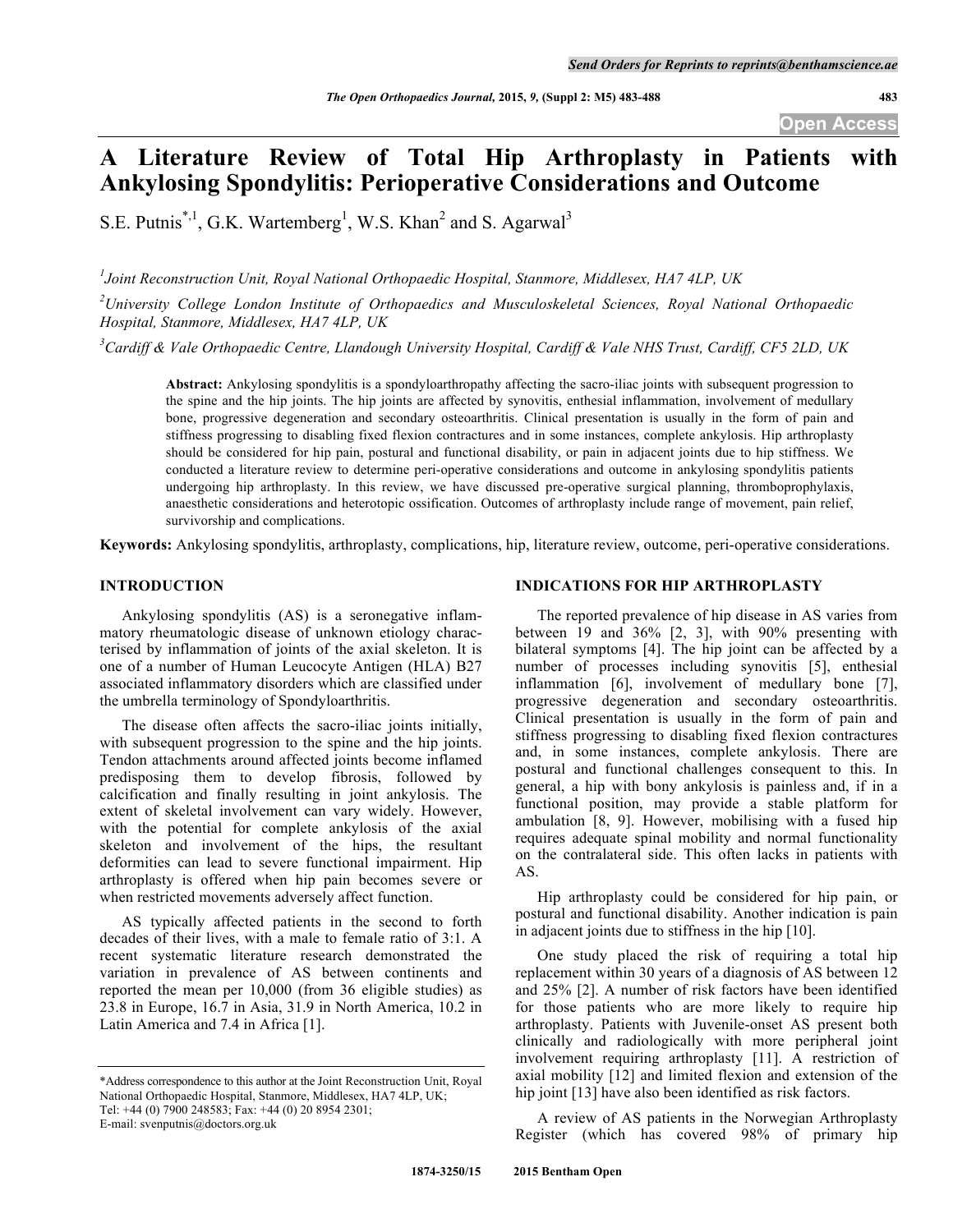# A Literature Review of Total Hip Arthroplasty in Patients with Ankylosing Spondylitis: Perioperative Considerations and Outcome

S.E. Putnis[*,1], G.K. Wartemberg[1], W.S. Khan[2] and S. Agarwal[3]

[1]Joint Reconstruction Unit, Royal National Orthopaedic Hospital, Stanmore, Middlesex, HA7 4LP, UK

[2]University College London Institute of Orthopaedics and Musculoskeletal Sciences, Royal National Orthopaedic Hospital, Stanmore, Middlesex, HA7 4LP, UK

[3]Cardiff & Vale Orthopaedic Centre, Llandough University Hospital, Cardiff & Vale NHS Trust, Cardiff, CF5 2LD, UK

**Abstract:** Ankylosing spondylitis is a spondyloarthropathy affecting the sacro-iliac joints with subsequent progression to the spine and the hip joints. The hip joints are affected by synovitis, enthesial inflammation, involvement of medullary bone, progressive degeneration and secondary osteoarthritis. Clinical presentation is usually in the form of pain and stiffness progressing to disabling fixed flexion contractures and in some instances, complete ankylosis. Hip arthroplasty should be considered for hip pain, postural and functional disability, or pain in adjacent joints due to hip stiffness. We conducted a literature review to determine peri-operative considerations and outcome in ankylosing spondylitis patients undergoing hip arthroplasty. In this review, we have discussed pre-operative surgical planning, thromboprophylaxis, anaesthetic considerations and heterotopic ossification. Outcomes of arthroplasty include range of movement, pain relief, survivorship and complications.

**Keywords:** Ankylosing spondylitis, arthroplasty, complications, hip, literature review, outcome, peri-operative considerations.

## INTRODUCTION

Ankylosing spondylitis (AS) is a seronegative inflammatory rheumatologic disease of unknown etiology characterised by inflammation of joints of the axial skeleton. It is one of a number of Human Leucocyte Antigen (HLA) B27 associated inflammatory disorders which are classified under the umbrella terminology of Spondyloarthritis.

The disease often affects the sacro-iliac joints initially, with subsequent progression to the spine and the hip joints. Tendon attachments around affected joints become inflamed predisposing them to develop fibrosis, followed by calcification and finally resulting in joint ankylosis. The extent of skeletal involvement can vary widely. However, with the potential for complete ankylosis of the axial skeleton and involvement of the hips, the resultant deformities can lead to severe functional impairment. Hip arthroplasty is offered when hip pain becomes severe or when restricted movements adversely affect function.

AS typically affected patients in the second to forth decades of their lives, with a male to female ratio of 3:1. A recent systematic literature research demonstrated the variation in prevalence of AS between continents and reported the mean per 10,000 (from 36 eligible studies) as 23.8 in Europe, 16.7 in Asia, 31.9 in North America, 10.2 in Latin America and 7.4 in Africa [1].

## INDICATIONS FOR HIP ARTHROPLASTY

The reported prevalence of hip disease in AS varies from between 19 and 36% [2, 3], with 90% presenting with bilateral symptoms [4]. The hip joint can be affected by a number of processes including synovitis [5], enthesial inflammation [6], involvement of medullary bone [7], progressive degeneration and secondary osteoarthritis. Clinical presentation is usually in the form of pain and stiffness progressing to disabling fixed flexion contractures and, in some instances, complete ankylosis. There are postural and functional challenges consequent to this. In general, a hip with bony ankylosis is painless and, if in a functional position, may provide a stable platform for ambulation [8, 9]. However, mobilising with a fused hip requires adequate spinal mobility and normal functionality on the contralateral side. This often lacks in patients with AS.

Hip arthroplasty could be considered for hip pain, or postural and functional disability. Another indication is pain in adjacent joints due to stiffness in the hip [10].

One study placed the risk of requiring a total hip replacement within 30 years of a diagnosis of AS between 12 and 25% [2]. A number of risk factors have been identified for those patients who are more likely to require hip arthroplasty. Patients with Juvenile-onset AS present both clinically and radiologically with more peripheral joint involvement requiring arthroplasty [11]. A restriction of axial mobility [12] and limited flexion and extension of the hip joint [13] have also been identified as risk factors.

A review of AS patients in the Norwegian Arthroplasty Register (which has covered 98% of primary hip

*Address correspondence to this author at the Joint Reconstruction Unit, Royal National Orthopaedic Hospital, Stanmore, Middlesex, HA7 4LP, UK; Tel: +44 (0) 7900 248583; Fax: +44 (0) 20 8954 2301; E-mail: svenputnis@doctors.org.uk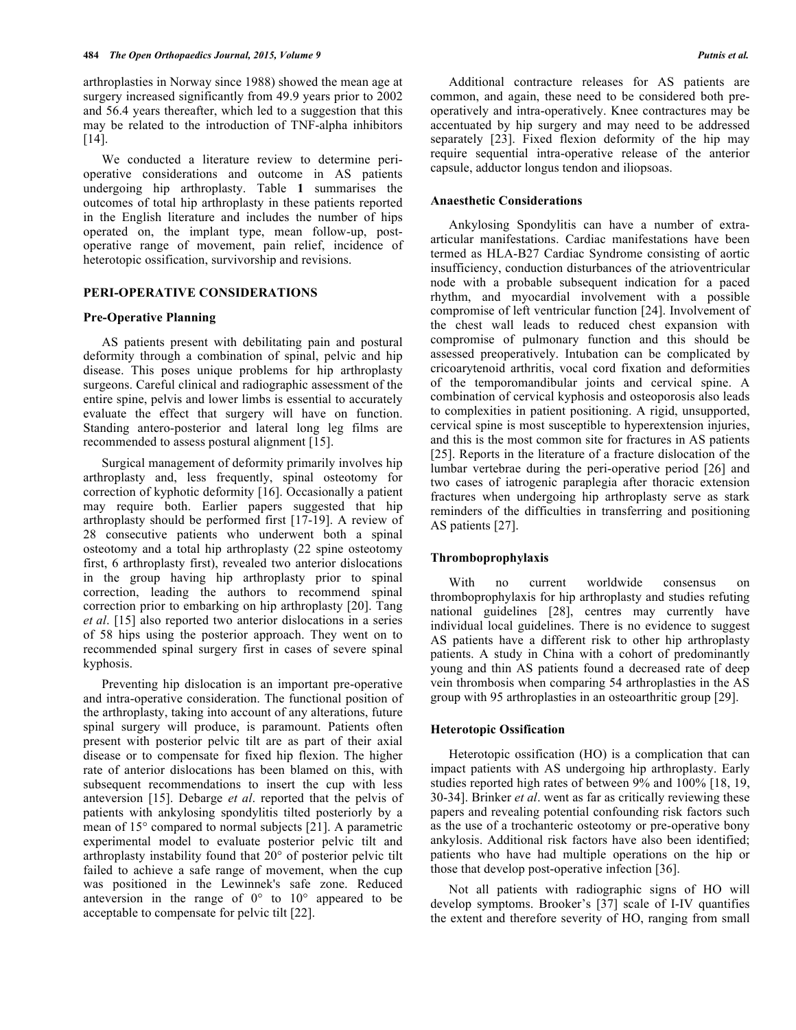arthroplasties in Norway since 1988) showed the mean age at surgery increased significantly from 49.9 years prior to 2002 and 56.4 years thereafter, which led to a suggestion that this may be related to the introduction of TNF-alpha inhibitors [14].

We conducted a literature review to determine peri-operative considerations and outcome in AS patients undergoing hip arthroplasty. Table **1** summarises the outcomes of total hip arthroplasty in these patients reported in the English literature and includes the number of hips operated on, the implant type, mean follow-up, post-operative range of movement, pain relief, incidence of heterotopic ossification, survivorship and revisions.

## PERI-OPERATIVE CONSIDERATIONS

### Pre-Operative Planning

AS patients present with debilitating pain and postural deformity through a combination of spinal, pelvic and hip disease. This poses unique problems for hip arthroplasty surgeons. Careful clinical and radiographic assessment of the entire spine, pelvis and lower limbs is essential to accurately evaluate the effect that surgery will have on function. Standing antero-posterior and lateral long leg films are recommended to assess postural alignment [15].

Surgical management of deformity primarily involves hip arthroplasty and, less frequently, spinal osteotomy for correction of kyphotic deformity [16]. Occasionally a patient may require both. Earlier papers suggested that hip arthroplasty should be performed first [17-19]. A review of 28 consecutive patients who underwent both a spinal osteotomy and a total hip arthroplasty (22 spine osteotomy first, 6 arthroplasty first), revealed two anterior dislocations in the group having hip arthroplasty prior to spinal correction, leading the authors to recommend spinal correction prior to embarking on hip arthroplasty [20]. Tang *et al*. [15] also reported two anterior dislocations in a series of 58 hips using the posterior approach. They went on to recommended spinal surgery first in cases of severe spinal kyphosis.

Preventing hip dislocation is an important pre-operative and intra-operative consideration. The functional position of the arthroplasty, taking into account of any alterations, future spinal surgery will produce, is paramount. Patients often present with posterior pelvic tilt are as part of their axial disease or to compensate for fixed hip flexion. The higher rate of anterior dislocations has been blamed on this, with subsequent recommendations to insert the cup with less anteversion [15]. Debarge *et al*. reported that the pelvis of patients with ankylosing spondylitis tilted posteriorly by a mean of 15° compared to normal subjects [21]. A parametric experimental model to evaluate posterior pelvic tilt and arthroplasty instability found that 20° of posterior pelvic tilt failed to achieve a safe range of movement, when the cup was positioned in the Lewinnek's safe zone. Reduced anteversion in the range of 0° to 10° appeared to be acceptable to compensate for pelvic tilt [22].

Additional contracture releases for AS patients are common, and again, these need to be considered both pre-operatively and intra-operatively. Knee contractures may be accentuated by hip surgery and may need to be addressed separately [23]. Fixed flexion deformity of the hip may require sequential intra-operative release of the anterior capsule, adductor longus tendon and iliopsoas.

### Anaesthetic Considerations

Ankylosing Spondylitis can have a number of extra-articular manifestations. Cardiac manifestations have been termed as HLA-B27 Cardiac Syndrome consisting of aortic insufficiency, conduction disturbances of the atrioventricular node with a probable subsequent indication for a paced rhythm, and myocardial involvement with a possible compromise of left ventricular function [24]. Involvement of the chest wall leads to reduced chest expansion with compromise of pulmonary function and this should be assessed preoperatively. Intubation can be complicated by cricoarytenoid arthritis, vocal cord fixation and deformities of the temporomandibular joints and cervical spine. A combination of cervical kyphosis and osteoporosis also leads to complexities in patient positioning. A rigid, unsupported, cervical spine is most susceptible to hyperextension injuries, and this is the most common site for fractures in AS patients [25]. Reports in the literature of a fracture dislocation of the lumbar vertebrae during the peri-operative period [26] and two cases of iatrogenic paraplegia after thoracic extension fractures when undergoing hip arthroplasty serve as stark reminders of the difficulties in transferring and positioning AS patients [27].

### Thromboprophylaxis

With no current worldwide consensus on thromboprophylaxis for hip arthroplasty and studies refuting national guidelines [28], centres may currently have individual local guidelines. There is no evidence to suggest AS patients have a different risk to other hip arthroplasty patients. A study in China with a cohort of predominantly young and thin AS patients found a decreased rate of deep vein thrombosis when comparing 54 arthroplasties in the AS group with 95 arthroplasties in an osteoarthritic group [29].

### Heterotopic Ossification

Heterotopic ossification (HO) is a complication that can impact patients with AS undergoing hip arthroplasty. Early studies reported high rates of between 9% and 100% [18, 19, 30-34]. Brinker *et al*. went as far as critically reviewing these papers and revealing potential confounding risk factors such as the use of a trochanteric osteotomy or pre-operative bony ankylosis. Additional risk factors have also been identified; patients who have had multiple operations on the hip or those that develop post-operative infection [36].

Not all patients with radiographic signs of HO will develop symptoms. Brooker's [37] scale of I-IV quantifies the extent and therefore severity of HO, ranging from small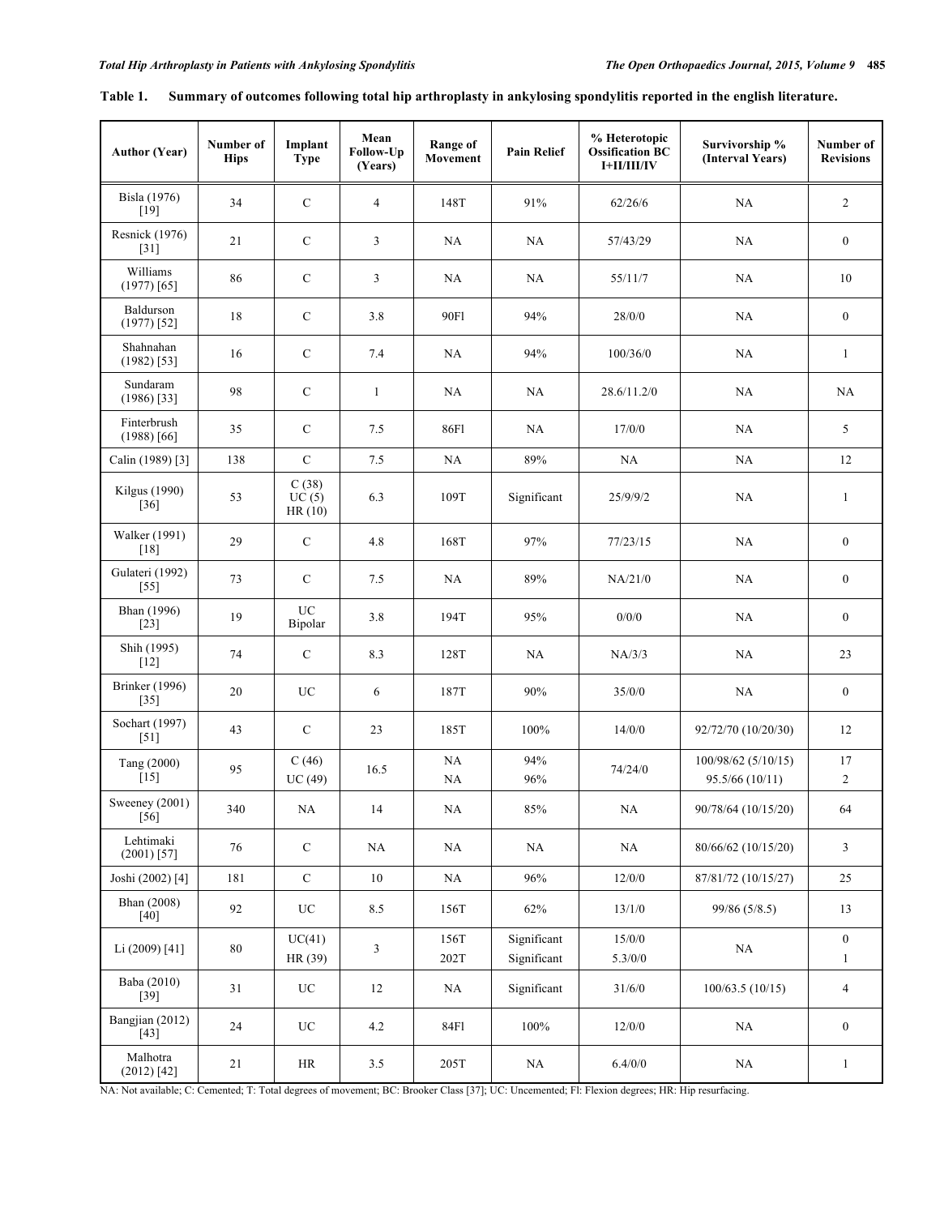**Table 1. Summary of outcomes following total hip arthroplasty in ankylosing spondylitis reported in the english literature.**

| Author (Year) | Number of Hips | Implant Type | Mean Follow-Up (Years) | Range of Movement | Pain Relief | % Heterotopic Ossification BC I+II/III/IV | Survivorship % (Interval Years) | Number of Revisions |
|---|---|---|---|---|---|---|---|---|
| Bisla (1976) [19] | 34 | C | 4 | 148T | 91% | 62/26/6 | NA | 2 |
| Resnick (1976) [31] | 21 | C | 3 | NA | NA | 57/43/29 | NA | 0 |
| Williams (1977) [65] | 86 | C | 3 | NA | NA | 55/11/7 | NA | 10 |
| Baldurson (1977) [52] | 18 | C | 3.8 | 90Fl | 94% | 28/0/0 | NA | 0 |
| Shahnahan (1982) [53] | 16 | C | 7.4 | NA | 94% | 100/36/0 | NA | 1 |
| Sundaram (1986) [33] | 98 | C | 1 | NA | NA | 28.6/11.2/0 | NA | NA |
| Finterbrush (1988) [66] | 35 | C | 7.5 | 86Fl | NA | 17/0/0 | NA | 5 |
| Calin (1989) [3] | 138 | C | 7.5 | NA | 89% | NA | NA | 12 |
| Kilgus (1990) [36] | 53 | C (38) UC (5) HR (10) | 6.3 | 109T | Significant | 25/9/9/2 | NA | 1 |
| Walker (1991) [18] | 29 | C | 4.8 | 168T | 97% | 77/23/15 | NA | 0 |
| Gulateri (1992) [55] | 73 | C | 7.5 | NA | 89% | NA/21/0 | NA | 0 |
| Bhan (1996) [23] | 19 | UC Bipolar | 3.8 | 194T | 95% | 0/0/0 | NA | 0 |
| Shih (1995) [12] | 74 | C | 8.3 | 128T | NA | NA/3/3 | NA | 23 |
| Brinker (1996) [35] | 20 | UC | 6 | 187T | 90% | 35/0/0 | NA | 0 |
| Sochart (1997) [51] | 43 | C | 23 | 185T | 100% | 14/0/0 | 92/72/70 (10/20/30) | 12 |
| Tang (2000) [15] | 95 | C (46) UC (49) | 16.5 | NA NA | 94% 96% | 74/24/0 | 100/98/62 (5/10/15) 95.5/66 (10/11) | 17 2 |
| Sweeney (2001) [56] | 340 | NA | 14 | NA | 85% | NA | 90/78/64 (10/15/20) | 64 |
| Lehtimaki (2001) [57] | 76 | C | NA | NA | NA | NA | 80/66/62 (10/15/20) | 3 |
| Joshi (2002) [4] | 181 | C | 10 | NA | 96% | 12/0/0 | 87/81/72 (10/15/27) | 25 |
| Bhan (2008) [40] | 92 | UC | 8.5 | 156T | 62% | 13/1/0 | 99/86 (5/8.5) | 13 |
| Li (2009) [41] | 80 | UC(41) HR (39) | 3 | 156T 202T | Significant Significant | 15/0/0 5.3/0/0 | NA | 0 1 |
| Baba (2010) [39] | 31 | UC | 12 | NA | Significant | 31/6/0 | 100/63.5 (10/15) | 4 |
| Bangjian (2012) [43] | 24 | UC | 4.2 | 84Fl | 100% | 12/0/0 | NA | 0 |
| Malhotra (2012) [42] | 21 | HR | 3.5 | 205T | NA | 6.4/0/0 | NA | 1 |

NA: Not available; C: Cemented; T: Total degrees of movement; BC: Brooker Class [37]; UC: Uncemented; Fl: Flexion degrees; HR: Hip resurfacing.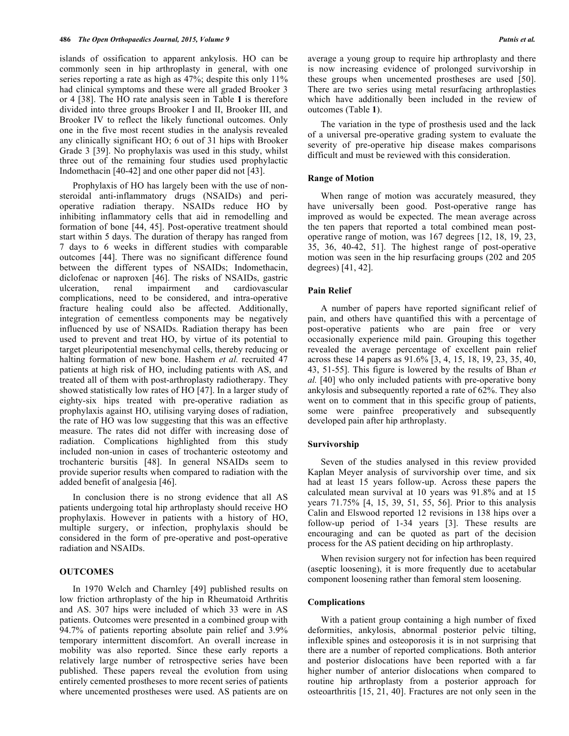islands of ossification to apparent ankylosis. HO can be commonly seen in hip arthroplasty in general, with one series reporting a rate as high as 47%; despite this only 11% had clinical symptoms and these were all graded Brooker 3 or 4 [38]. The HO rate analysis seen in Table **1** is therefore divided into three groups Brooker I and II, Brooker III, and Brooker IV to reflect the likely functional outcomes. Only one in the five most recent studies in the analysis revealed any clinically significant HO; 6 out of 31 hips with Brooker Grade 3 [39]. No prophylaxis was used in this study, whilst three out of the remaining four studies used prophylactic Indomethacin [40-42] and one other paper did not [43].

Prophylaxis of HO has largely been with the use of non-steroidal anti-inflammatory drugs (NSAIDs) and peri-operative radiation therapy. NSAIDs reduce HO by inhibiting inflammatory cells that aid in remodelling and formation of bone [44, 45]. Post-operative treatment should start within 5 days. The duration of therapy has ranged from 7 days to 6 weeks in different studies with comparable outcomes [44]. There was no significant difference found between the different types of NSAIDs; Indomethacin, diclofenac or naproxen [46]. The risks of NSAIDs, gastric ulceration, renal impairment and cardiovascular complications, need to be considered, and intra-operative fracture healing could also be affected. Additionally, integration of cementless components may be negatively influenced by use of NSAIDs. Radiation therapy has been used to prevent and treat HO, by virtue of its potential to target pleuripotential mesenchymal cells, thereby reducing or halting formation of new bone. Hashem *et al.* recruited 47 patients at high risk of HO, including patients with AS, and treated all of them with post-arthroplasty radiotherapy. They showed statistically low rates of HO [47]. In a larger study of eighty-six hips treated with pre-operative radiation as prophylaxis against HO, utilising varying doses of radiation, the rate of HO was low suggesting that this was an effective measure. The rates did not differ with increasing dose of radiation. Complications highlighted from this study included non-union in cases of trochanteric osteotomy and trochanteric bursitis [48]. In general NSAIDs seem to provide superior results when compared to radiation with the added benefit of analgesia [46].

In conclusion there is no strong evidence that all AS patients undergoing total hip arthroplasty should receive HO prophylaxis. However in patients with a history of HO, multiple surgery, or infection, prophylaxis should be considered in the form of pre-operative and post-operative radiation and NSAIDs.

## OUTCOMES

In 1970 Welch and Charnley [49] published results on low friction arthroplasty of the hip in Rheumatoid Arthritis and AS. 307 hips were included of which 33 were in AS patients. Outcomes were presented in a combined group with 94.7% of patients reporting absolute pain relief and 3.9% temporary intermittent discomfort. An overall increase in mobility was also reported. Since these early reports a relatively large number of retrospective series have been published. These papers reveal the evolution from using entirely cemented prostheses to more recent series of patients where uncemented prostheses were used. AS patients are on average a young group to require hip arthroplasty and there is now increasing evidence of prolonged survivorship in these groups when uncemented prostheses are used [50]. There are two series using metal resurfacing arthroplasties which have additionally been included in the review of outcomes (Table **1**).

The variation in the type of prosthesis used and the lack of a universal pre-operative grading system to evaluate the severity of pre-operative hip disease makes comparisons difficult and must be reviewed with this consideration.

### Range of Motion

When range of motion was accurately measured, they have universally been good. Post-operative range has improved as would be expected. The mean average across the ten papers that reported a total combined mean post-operative range of motion, was 167 degrees [12, 18, 19, 23, 35, 36, 40-42, 51]. The highest range of post-operative motion was seen in the hip resurfacing groups (202 and 205 degrees) [41, 42].

### Pain Relief

A number of papers have reported significant relief of pain, and others have quantified this with a percentage of post-operative patients who are pain free or very occasionally experience mild pain. Grouping this together revealed the average percentage of excellent pain relief across these 14 papers as 91.6% [3, 4, 15, 18, 19, 23, 35, 40, 43, 51-55]. This figure is lowered by the results of Bhan *et al.* [40] who only included patients with pre-operative bony ankylosis and subsequently reported a rate of 62%. They also went on to comment that in this specific group of patients, some were painfree preoperatively and subsequently developed pain after hip arthroplasty.

### Survivorship

Seven of the studies analysed in this review provided Kaplan Meyer analysis of survivorship over time, and six had at least 15 years follow-up. Across these papers the calculated mean survival at 10 years was 91.8% and at 15 years 71.75% [4, 15, 39, 51, 55, 56]. Prior to this analysis Calin and Elswood reported 12 revisions in 138 hips over a follow-up period of 1-34 years [3]. These results are encouraging and can be quoted as part of the decision process for the AS patient deciding on hip arthroplasty.

When revision surgery not for infection has been required (aseptic loosening), it is more frequently due to acetabular component loosening rather than femoral stem loosening.

### Complications

With a patient group containing a high number of fixed deformities, ankylosis, abnormal posterior pelvic tilting, inflexible spines and osteoporosis it is in not surprising that there are a number of reported complications. Both anterior and posterior dislocations have been reported with a far higher number of anterior dislocations when compared to routine hip arthroplasty from a posterior approach for osteoarthritis [15, 21, 40]. Fractures are not only seen in the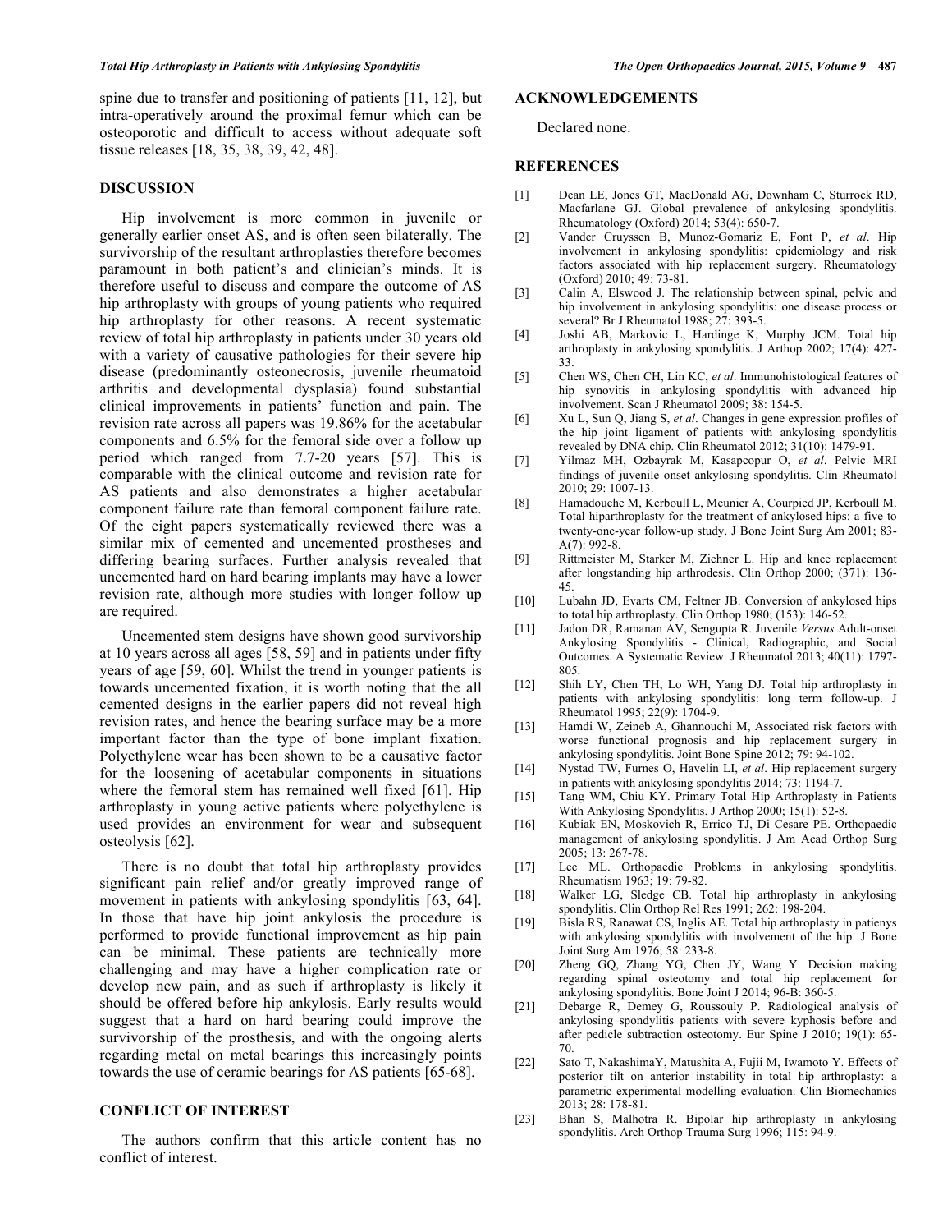spine due to transfer and positioning of patients [11, 12], but intra-operatively around the proximal femur which can be osteoporotic and difficult to access without adequate soft tissue releases [18, 35, 38, 39, 42, 48].

## DISCUSSION

Hip involvement is more common in juvenile or generally earlier onset AS, and is often seen bilaterally. The survivorship of the resultant arthroplasties therefore becomes paramount in both patient's and clinician's minds. It is therefore useful to discuss and compare the outcome of AS hip arthroplasty with groups of young patients who required hip arthroplasty for other reasons. A recent systematic review of total hip arthroplasty in patients under 30 years old with a variety of causative pathologies for their severe hip disease (predominantly osteonecrosis, juvenile rheumatoid arthritis and developmental dysplasia) found substantial clinical improvements in patients' function and pain. The revision rate across all papers was 19.86% for the acetabular components and 6.5% for the femoral side over a follow up period which ranged from 7.7-20 years [57]. This is comparable with the clinical outcome and revision rate for AS patients and also demonstrates a higher acetabular component failure rate than femoral component failure rate. Of the eight papers systematically reviewed there was a similar mix of cemented and uncemented prostheses and differing bearing surfaces. Further analysis revealed that uncemented hard on hard bearing implants may have a lower revision rate, although more studies with longer follow up are required.

Uncemented stem designs have shown good survivorship at 10 years across all ages [58, 59] and in patients under fifty years of age [59, 60]. Whilst the trend in younger patients is towards uncemented fixation, it is worth noting that the all cemented designs in the earlier papers did not reveal high revision rates, and hence the bearing surface may be a more important factor than the type of bone implant fixation. Polyethylene wear has been shown to be a causative factor for the loosening of acetabular components in situations where the femoral stem has remained well fixed [61]. Hip arthroplasty in young active patients where polyethylene is used provides an environment for wear and subsequent osteolysis [62].

There is no doubt that total hip arthroplasty provides significant pain relief and/or greatly improved range of movement in patients with ankylosing spondylitis [63, 64]. In those that have hip joint ankylosis the procedure is performed to provide functional improvement as hip pain can be minimal. These patients are technically more challenging and may have a higher complication rate or develop new pain, and as such if arthroplasty is likely it should be offered before hip ankylosis. Early results would suggest that a hard on hard bearing could improve the survivorship of the prosthesis, and with the ongoing alerts regarding metal on metal bearings this increasingly points towards the use of ceramic bearings for AS patients [65-68].

## CONFLICT OF INTEREST

The authors confirm that this article content has no conflict of interest.

## ACKNOWLEDGEMENTS

Declared none.

## REFERENCES

[1] Dean LE, Jones GT, MacDonald AG, Downham C, Sturrock RD, Macfarlane GJ. Global prevalence of ankylosing spondylitis. Rheumatology (Oxford) 2014; 53(4): 650-7.

[2] Vander Cruyssen B, Munoz-Gomariz E, Font P, *et al*. Hip involvement in ankylosing spondylitis: epidemiology and risk factors associated with hip replacement surgery. Rheumatology (Oxford) 2010; 49: 73-81.

[3] Calin A, Elswood J. The relationship between spinal, pelvic and hip involvement in ankylosing spondylitis: one disease process or several? Br J Rheumatol 1988; 27: 393-5.

[4] Joshi AB, Markovic L, Hardinge K, Murphy JCM. Total hip arthroplasty in ankylosing spondylitis. J Arthop 2002; 17(4): 427-33.

[5] Chen WS, Chen CH, Lin KC, *et al*. Immunohistological features of hip synovitis in ankylosing spondylitis with advanced hip involvement. Scan J Rheumatol 2009; 38: 154-5.

[6] Xu L, Sun Q, Jiang S, *et al*. Changes in gene expression profiles of the hip joint ligament of patients with ankylosing spondylitis revealed by DNA chip. Clin Rheumatol 2012; 31(10): 1479-91.

[7] Yilmaz MH, Ozbayrak M, Kasapcopur O, *et al*. Pelvic MRI findings of juvenile onset ankylosing spondylitis. Clin Rheumatol 2010; 29: 1007-13.

[8] Hamadouche M, Kerboull L, Meunier A, Courpied JP, Kerboull M. Total hiparthroplasty for the treatment of ankylosed hips: a five to twenty-one-year follow-up study. J Bone Joint Surg Am 2001; 83-A(7): 992-8.

[9] Rittmeister M, Starker M, Zichner L. Hip and knee replacement after longstanding hip arthrodesis. Clin Orthop 2000; (371): 136-45.

[10] Lubahn JD, Evarts CM, Feltner JB. Conversion of ankylosed hips to total hip arthroplasty. Clin Orthop 1980; (153): 146-52.

[11] Jadon DR, Ramanan AV, Sengupta R. Juvenile *Versus* Adult-onset Ankylosing Spondylitis - Clinical, Radiographic, and Social Outcomes. A Systematic Review. J Rheumatol 2013; 40(11): 1797-805.

[12] Shih LY, Chen TH, Lo WH, Yang DJ. Total hip arthroplasty in patients with ankylosing spondylitis: long term follow-up. J Rheumatol 1995; 22(9): 1704-9.

[13] Hamdi W, Zeineb A, Ghannouchi M, Associated risk factors with worse functional prognosis and hip replacement surgery in ankylosing spondylitis. Joint Bone Spine 2012; 79: 94-102.

[14] Nystad TW, Furnes O, Havelin LI, *et al*. Hip replacement surgery in patients with ankylosing spondylitis 2014; 73: 1194-7.

[15] Tang WM, Chiu KY. Primary Total Hip Arthroplasty in Patients With Ankylosing Spondylitis. J Arthop 2000; 15(1): 52-8.

[16] Kubiak EN, Moskovich R, Errico TJ, Di Cesare PE. Orthopaedic management of ankylosing spondylitis. J Am Acad Orthop Surg 2005; 13: 267-78.

[17] Lee ML. Orthopaedic Problems in ankylosing spondylitis. Rheumatism 1963; 19: 79-82.

[18] Walker LG, Sledge CB. Total hip arthroplasty in ankylosing spondylitis. Clin Orthop Rel Res 1991; 262: 198-204.

[19] Bisla RS, Ranawat CS, Inglis AE. Total hip arthroplasty in patienys with ankylosing spondylitis with involvement of the hip. J Bone Joint Surg Am 1976; 58: 233-8.

[20] Zheng GQ, Zhang YG, Chen JY, Wang Y. Decision making regarding spinal osteotomy and total hip replacement for ankylosing spondylitis. Bone Joint J 2014; 96-B: 360-5.

[21] Debarge R, Demey G, Roussouly P. Radiological analysis of ankylosing spondylitis patients with severe kyphosis before and after pedicle subtraction osteotomy. Eur Spine J 2010; 19(1): 65-70.

[22] Sato T, NakashimaY, Matushita A, Fujii M, Iwamoto Y. Effects of posterior tilt on anterior instability in total hip arthroplasty: a parametric experimental modelling evaluation. Clin Biomechanics 2013; 28: 178-81.

[23] Bhan S, Malhotra R. Bipolar hip arthroplasty in ankylosing spondylitis. Arch Orthop Trauma Surg 1996; 115: 94-9.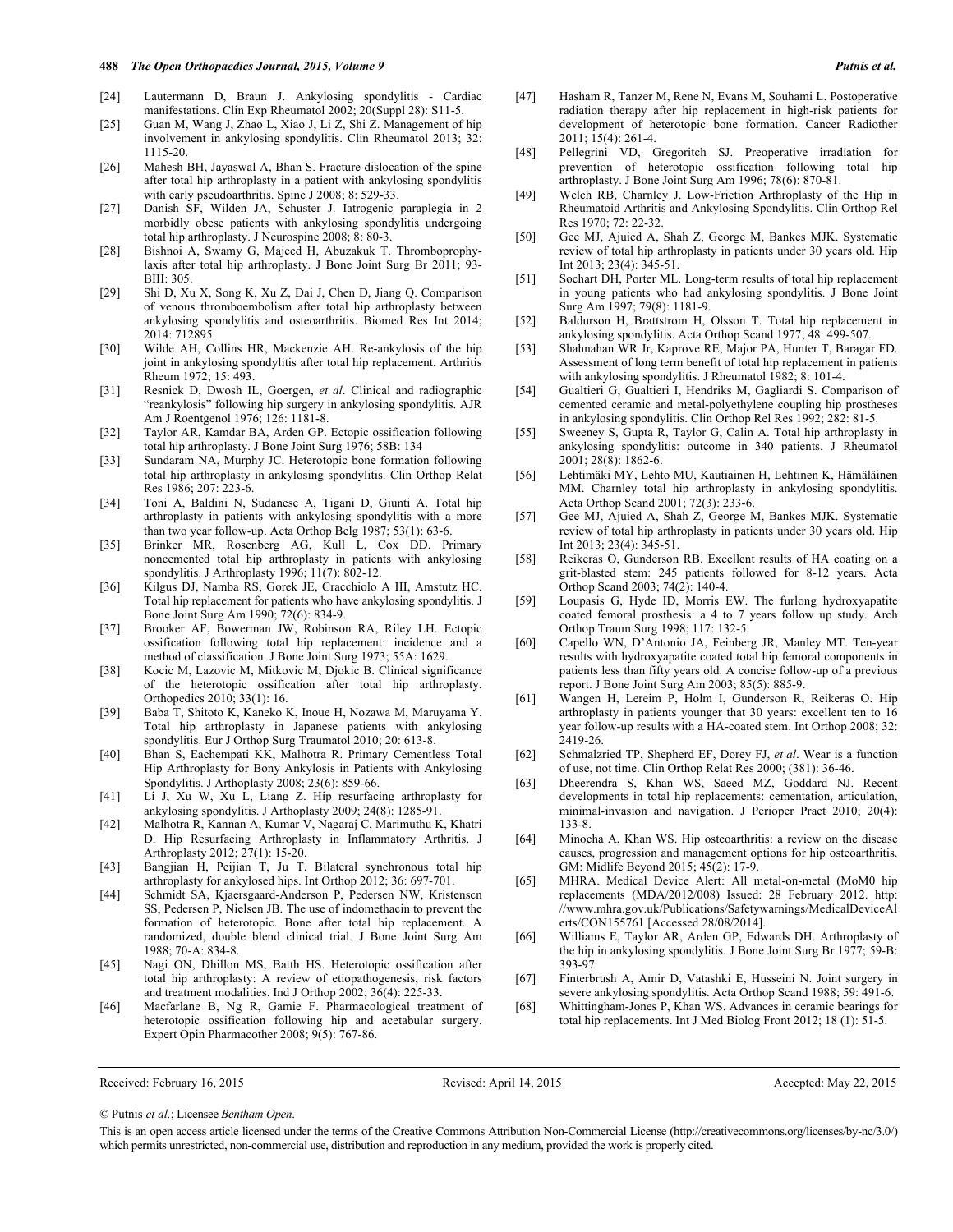[24] Lautermann D, Braun J. Ankylosing spondylitis - Cardiac manifestations. Clin Exp Rheumatol 2002; 20(Suppl 28): S11-5.

[25] Guan M, Wang J, Zhao L, Xiao J, Li Z, Shi Z. Management of hip involvement in ankylosing spondylitis. Clin Rheumatol 2013; 32: 1115-20.

[26] Mahesh BH, Jayaswal A, Bhan S. Fracture dislocation of the spine after total hip arthroplasty in a patient with ankylosing spondylitis with early pseudoarthritis. Spine J 2008; 8: 529-33.

[27] Danish SF, Wilden JA, Schuster J. Iatrogenic paraplegia in 2 morbidly obese patients with ankylosing spondylitis undergoing total hip arthroplasty. J Neurospine 2008; 8: 80-3.

[28] Bishnoi A, Swamy G, Majeed H, Abuzakuk T. Thromboprophylaxis after total hip arthroplasty. J Bone Joint Surg Br 2011; 93-BIII: 305.

[29] Shi D, Xu X, Song K, Xu Z, Dai J, Chen D, Jiang Q. Comparison of venous thromboembolism after total hip arthroplasty between ankylosing spondylitis and osteoarthritis. Biomed Res Int 2014; 2014: 712895.

[30] Wilde AH, Collins HR, Mackenzie AH. Re-ankylosis of the hip joint in ankylosing spondylitis after total hip replacement. Arthritis Rheum 1972; 15: 493.

[31] Resnick D, Dwosh IL, Goergen, *et al*. Clinical and radiographic "reankylosis" following hip surgery in ankylosing spondylitis. AJR Am J Roentgenol 1976; 126: 1181-8.

[32] Taylor AR, Kamdar BA, Arden GP. Ectopic ossification following total hip arthroplasty. J Bone Joint Surg 1976; 58B: 134

[33] Sundaram NA, Murphy JC. Heterotopic bone formation following total hip arthroplasty in ankylosing spondylitis. Clin Orthop Relat Res 1986; 207: 223-6.

[34] Toni A, Baldini N, Sudanese A, Tigani D, Giunti A. Total hip arthroplasty in patients with ankylosing spondylitis with a more than two year follow-up. Acta Orthop Belg 1987; 53(1): 63-6.

[35] Brinker MR, Rosenberg AG, Kull L, Cox DD. Primary noncemented total hip arthroplasty in patients with ankylosing spondylitis. J Arthroplasty 1996; 11(7): 802-12.

[36] Kilgus DJ, Namba RS, Gorek JE, Cracchiolo A III, Amstutz HC. Total hip replacement for patients who have ankylosing spondylitis. J Bone Joint Surg Am 1990; 72(6): 834-9.

[37] Brooker AF, Bowerman JW, Robinson RA, Riley LH. Ectopic ossification following total hip replacement: incidence and a method of classification. J Bone Joint Surg 1973; 55A: 1629.

[38] Kocic M, Lazovic M, Mitkovic M, Djokic B. Clinical significance of the heterotopic ossification after total hip arthroplasty. Orthopedics 2010; 33(1): 16.

[39] Baba T, Shitoto K, Kaneko K, Inoue H, Nozawa M, Maruyama Y. Total hip arthroplasty in Japanese patients with ankylosing spondylitis. Eur J Orthop Surg Traumatol 2010; 20: 613-8.

[40] Bhan S, Eachempati KK, Malhotra R. Primary Cementless Total Hip Arthroplasty for Bony Ankylosis in Patients with Ankylosing Spondylitis. J Arthoplasty 2008; 23(6): 859-66.

[41] Li J, Xu W, Xu L, Liang Z. Hip resurfacing arthroplasty for ankylosing spondylitis. J Arthoplasty 2009; 24(8): 1285-91.

[42] Malhotra R, Kannan A, Kumar V, Nagaraj C, Marimuthu K, Khatri D. Hip Resurfacing Arthroplasty in Inflammatory Arthritis. J Arthroplasty 2012; 27(1): 15-20.

[43] Bangjian H, Peijian T, Ju T. Bilateral synchronous total hip arthroplasty for ankylosed hips. Int Orthop 2012; 36: 697-701.

[44] Schmidt SA, Kjaersgaard-Anderson P, Pedersen NW, Kristenscn SS, Pedersen P, Nielsen JB. The use of indomethacin to prevent the formation of heterotopic. Bone after total hip replacement. A randomized, double blend clinical trial. J Bone Joint Surg Am 1988; 70-A: 834-8.

[45] Nagi ON, Dhillon MS, Batth HS. Heterotopic ossification after total hip arthroplasty: A review of etiopathogenesis, risk factors and treatment modalities. Ind J Orthop 2002; 36(4): 225-33.

[46] Macfarlane B, Ng R, Gamie F. Pharmacological treatment of heterotopic ossification following hip and acetabular surgery. Expert Opin Pharmacother 2008; 9(5): 767-86.

[47] Hasham R, Tanzer M, Rene N, Evans M, Souhami L. Postoperative radiation therapy after hip replacement in high-risk patients for development of heterotopic bone formation. Cancer Radiother 2011; 15(4): 261-4.

[48] Pellegrini VD, Gregoritch SJ. Preoperative irradiation for prevention of heterotopic ossification following total hip arthroplasty. J Bone Joint Surg Am 1996; 78(6): 870-81.

[49] Welch RB, Charnley J. Low-Friction Arthroplasty of the Hip in Rheumatoid Arthritis and Ankylosing Spondylitis. Clin Orthop Rel Res 1970; 72: 22-32.

[50] Gee MJ, Ajuied A, Shah Z, George M, Bankes MJK. Systematic review of total hip arthroplasty in patients under 30 years old. Hip Int 2013; 23(4): 345-51.

[51] Sochart DH, Porter ML. Long-term results of total hip replacement in young patients who had ankylosing spondylitis. J Bone Joint Surg Am 1997; 79(8): 1181-9.

[52] Baldurson H, Brattstrom H, Olsson T. Total hip replacement in ankylosing spondylitis. Acta Orthop Scand 1977; 48: 499-507.

[53] Shahnahan WR Jr, Kaprove RE, Major PA, Hunter T, Baragar FD. Assessment of long term benefit of total hip replacement in patients with ankylosing spondylitis. J Rheumatol 1982; 8: 101-4.

[54] Gualtieri G, Gualtieri I, Hendriks M, Gagliardi S. Comparison of cemented ceramic and metal-polyethylene coupling hip prostheses in ankylosing spondylitis. Clin Orthop Rel Res 1992; 282: 81-5.

[55] Sweeney S, Gupta R, Taylor G, Calin A. Total hip arthroplasty in ankylosing spondylitis: outcome in 340 patients. J Rheumatol 2001; 28(8): 1862-6.

[56] Lehtimäki MY, Lehto MU, Kautiainen H, Lehtinen K, Hämäläinen MM. Charnley total hip arthroplasty in ankylosing spondylitis. Acta Orthop Scand 2001; 72(3): 233-6.

[57] Gee MJ, Ajuied A, Shah Z, George M, Bankes MJK. Systematic review of total hip arthroplasty in patients under 30 years old. Hip Int 2013; 23(4): 345-51.

[58] Reikeras O, Gunderson RB. Excellent results of HA coating on a grit-blasted stem: 245 patients followed for 8-12 years. Acta Orthop Scand 2003; 74(2): 140-4.

[59] Loupasis G, Hyde ID, Morris EW. The furlong hydroxyapatite coated femoral prosthesis: a 4 to 7 years follow up study. Arch Orthop Traum Surg 1998; 117: 132-5.

[60] Capello WN, D'Antonio JA, Feinberg JR, Manley MT. Ten-year results with hydroxyapatite coated total hip femoral components in patients less than fifty years old. A concise follow-up of a previous report. J Bone Joint Surg Am 2003; 85(5): 885-9.

[61] Wangen H, Lereim P, Holm I, Gunderson R, Reikeras O. Hip arthroplasty in patients younger that 30 years: excellent ten to 16 year follow-up results with a HA-coated stem. Int Orthop 2008; 32: 2419-26.

[62] Schmalzried TP, Shepherd EF, Dorey FJ, *et al*. Wear is a function of use, not time. Clin Orthop Relat Res 2000; (381): 36-46.

[63] Dheerendra S, Khan WS, Saeed MZ, Goddard NJ. Recent developments in total hip replacements: cementation, articulation, minimal-invasion and navigation. J Perioper Pract 2010; 20(4): 133-8.

[64] Minocha A, Khan WS. Hip osteoarthritis: a review on the disease causes, progression and management options for hip osteoarthritis. GM: Midlife Beyond 2015; 45(2): 17-9.

[65] MHRA. Medical Device Alert: All metal-on-metal (MoM0 hip replacements (MDA/2012/008) Issued: 28 February 2012. http://www.mhra.gov.uk/Publications/Safetywarnings/MedicalDeviceAlerts/CON155761 [Accessed 28/08/2014].

[66] Williams E, Taylor AR, Arden GP, Edwards DH. Arthroplasty of the hip in ankylosing spondylitis. J Bone Joint Surg Br 1977; 59-B: 393-97.

[67] Finterbrush A, Amir D, Vatashki E, Husseini N. Joint surgery in severe ankylosing spondylitis. Acta Orthop Scand 1988; 59: 491-6.

[68] Whittingham-Jones P, Khan WS. Advances in ceramic bearings for total hip replacements. Int J Med Biolog Front 2012; 18 (1): 51-5.

Received: February 16, 2015 Revised: April 14, 2015 Accepted: May 22, 2015

© Putnis *et al.*; Licensee *Bentham Open*.

This is an open access article licensed under the terms of the Creative Commons Attribution Non-Commercial License (http://creativecommons.org/licenses/by-nc/3.0/) which permits unrestricted, non-commercial use, distribution and reproduction in any medium, provided the work is properly cited.